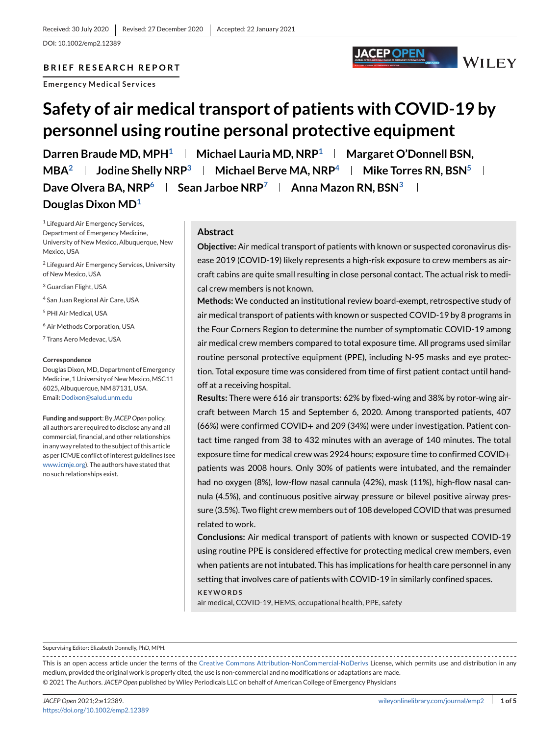Received: 30 July 2020 | Revised: 27 December 2020 | Accepted: 22 January 2021

DOI: 10.1002/emp2.12389

**BRIEF RESEARCH REPORT**

**Emergency Medical Services**

# Safety of air medical transport of patients with COVID-19 by personnel using routine personal protective equipment

**Darren Braude MD, MPH**[1] | **Michael Lauria MD, NRP**[1] | **Margaret O'Donnell BSN, MBA**[2] | **Jodine Shelly NRP**[3] | **Michael Berve MA, NRP**[4] | **Mike Torres RN, BSN**[5] | **Dave Olvera BA, NRP**[6] | **Sean Jarboe NRP**[7] | **Anna Mazon RN, BSN**[3] | **Douglas Dixon MD**[1]

[1] Lifeguard Air Emergency Services, Department of Emergency Medicine, University of New Mexico, Albuquerque, New Mexico, USA

[2] Lifeguard Air Emergency Services, University of New Mexico, USA

[3] Guardian Flight, USA

[4] San Juan Regional Air Care, USA

[5] PHI Air Medical, USA

[6] Air Methods Corporation, USA

[7] Trans Aero Medevac, USA

**Correspondence**

Douglas Dixon, MD, Department of Emergency Medicine, 1 University of New Mexico, MSC11 6025, Albuquerque, NM 87131, USA.
Email: Dodixon@salud.unm.edu

**Funding and support**: By *JACEP Open* policy, all authors are required to disclose any and all commercial, financial, and other relationships in any way related to the subject of this article as per ICMJE conflict of interest guidelines (see www.icmje.org). The authors have stated that no such relationships exist.

## Abstract

**Objective:** Air medical transport of patients with known or suspected coronavirus disease 2019 (COVID-19) likely represents a high-risk exposure to crew members as aircraft cabins are quite small resulting in close personal contact. The actual risk to medical crew members is not known.

**Methods:** We conducted an institutional review board-exempt, retrospective study of air medical transport of patients with known or suspected COVID-19 by 8 programs in the Four Corners Region to determine the number of symptomatic COVID-19 among air medical crew members compared to total exposure time. All programs used similar routine personal protective equipment (PPE), including N-95 masks and eye protection. Total exposure time was considered from time of first patient contact until handoff at a receiving hospital.

**Results:** There were 616 air transports: 62% by fixed-wing and 38% by rotor-wing aircraft between March 15 and September 6, 2020. Among transported patients, 407 (66%) were confirmed COVID+ and 209 (34%) were under investigation. Patient contact time ranged from 38 to 432 minutes with an average of 140 minutes. The total exposure time for medical crew was 2924 hours; exposure time to confirmed COVID+ patients was 2008 hours. Only 30% of patients were intubated, and the remainder had no oxygen (8%), low-flow nasal cannula (42%), mask (11%), high-flow nasal cannula (4.5%), and continuous positive airway pressure or bilevel positive airway pressure (3.5%). Two flight crew members out of 108 developed COVID that was presumed related to work.

**Conclusions:** Air medical transport of patients with known or suspected COVID-19 using routine PPE is considered effective for protecting medical crew members, even when patients are not intubated. This has implications for health care personnel in any setting that involves care of patients with COVID-19 in similarly confined spaces.

**KEYWORDS**

air medical, COVID-19, HEMS, occupational health, PPE, safety

Supervising Editor: Elizabeth Donnelly, PhD, MPH.

This is an open access article under the terms of the Creative Commons Attribution-NonCommercial-NoDerivs License, which permits use and distribution in any medium, provided the original work is properly cited, the use is non-commercial and no modifications or adaptations are made.
© 2021 The Authors. *JACEP Open* published by Wiley Periodicals LLC on behalf of American College of Emergency Physicians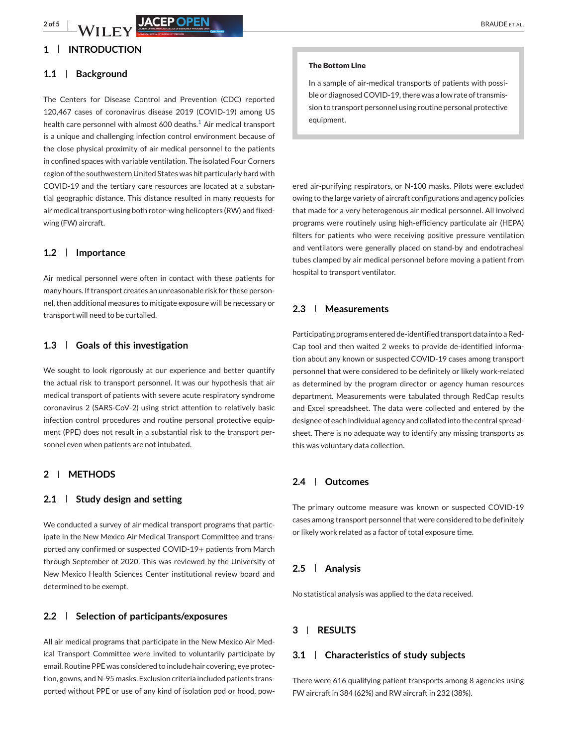## 1 | INTRODUCTION

### 1.1 | Background

The Centers for Disease Control and Prevention (CDC) reported 120,467 cases of coronavirus disease 2019 (COVID-19) among US health care personnel with almost 600 deaths.[1] Air medical transport is a unique and challenging infection control environment because of the close physical proximity of air medical personnel to the patients in confined spaces with variable ventilation. The isolated Four Corners region of the southwestern United States was hit particularly hard with COVID-19 and the tertiary care resources are located at a substantial geographic distance. This distance resulted in many requests for air medical transport using both rotor-wing helicopters (RW) and fixed-wing (FW) aircraft.

### 1.2 | Importance

Air medical personnel were often in contact with these patients for many hours. If transport creates an unreasonable risk for these personnel, then additional measures to mitigate exposure will be necessary or transport will need to be curtailed.

### 1.3 | Goals of this investigation

We sought to look rigorously at our experience and better quantify the actual risk to transport personnel. It was our hypothesis that air medical transport of patients with severe acute respiratory syndrome coronavirus 2 (SARS-CoV-2) using strict attention to relatively basic infection control procedures and routine personal protective equipment (PPE) does not result in a substantial risk to the transport personnel even when patients are not intubated.

> **The Bottom Line**
>
> In a sample of air-medical transports of patients with possible or diagnosed COVID-19, there was a low rate of transmission to transport personnel using routine personal protective equipment.

## 2 | METHODS

### 2.1 | Study design and setting

We conducted a survey of air medical transport programs that participate in the New Mexico Air Medical Transport Committee and transported any confirmed or suspected COVID-19+ patients from March through September of 2020. This was reviewed by the University of New Mexico Health Sciences Center institutional review board and determined to be exempt.

### 2.2 | Selection of participants/exposures

All air medical programs that participate in the New Mexico Air Medical Transport Committee were invited to voluntarily participate by email. Routine PPE was considered to include hair covering, eye protection, gowns, and N-95 masks. Exclusion criteria included patients transported without PPE or use of any kind of isolation pod or hood, powered air-purifying respirators, or N-100 masks. Pilots were excluded owing to the large variety of aircraft configurations and agency policies that made for a very heterogenous air medical personnel. All involved programs were routinely using high-efficiency particulate air (HEPA) filters for patients who were receiving positive pressure ventilation and ventilators were generally placed on stand-by and endotracheal tubes clamped by air medical personnel before moving a patient from hospital to transport ventilator.

### 2.3 | Measurements

Participating programs entered de-identified transport data into a RedCap tool and then waited 2 weeks to provide de-identified information about any known or suspected COVID-19 cases among transport personnel that were considered to be definitely or likely work-related as determined by the program director or agency human resources department. Measurements were tabulated through RedCap results and Excel spreadsheet. The data were collected and entered by the designee of each individual agency and collated into the central spreadsheet. There is no adequate way to identify any missing transports as this was voluntary data collection.

### 2.4 | Outcomes

The primary outcome measure was known or suspected COVID-19 cases among transport personnel that were considered to be definitely or likely work related as a factor of total exposure time.

### 2.5 | Analysis

No statistical analysis was applied to the data received.

## 3 | RESULTS

### 3.1 | Characteristics of study subjects

There were 616 qualifying patient transports among 8 agencies using FW aircraft in 384 (62%) and RW aircraft in 232 (38%).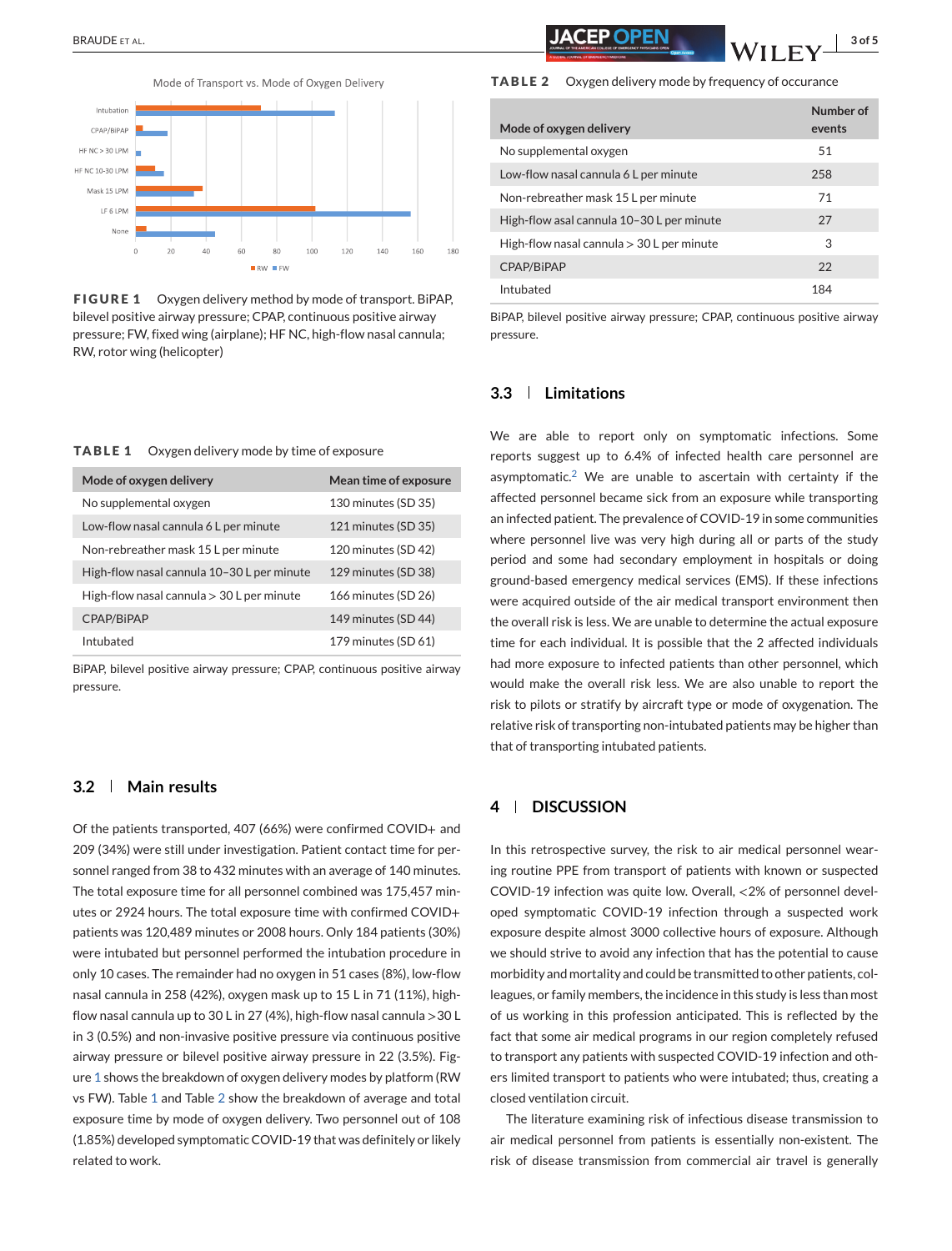Mode of Transport vs. Mode of Oxygen Delivery

**FIGURE 1** Oxygen delivery method by mode of transport. BiPAP, bilevel positive airway pressure; CPAP, continuous positive airway pressure; FW, fixed wing (airplane); HF NC, high-flow nasal cannula; RW, rotor wing (helicopter)

**TABLE 1** Oxygen delivery mode by time of exposure

| Mode of oxygen delivery | Mean time of exposure |
|---|---|
| No supplemental oxygen | 130 minutes (SD 35) |
| Low-flow nasal cannula 6 L per minute | 121 minutes (SD 35) |
| Non-rebreather mask 15 L per minute | 120 minutes (SD 42) |
| High-flow nasal cannula 10–30 L per minute | 129 minutes (SD 38) |
| High-flow nasal cannula > 30 L per minute | 166 minutes (SD 26) |
| CPAP/BiPAP | 149 minutes (SD 44) |
| Intubated | 179 minutes (SD 61) |

BiPAP, bilevel positive airway pressure; CPAP, continuous positive airway pressure.

### 3.2 | Main results

Of the patients transported, 407 (66%) were confirmed COVID+ and 209 (34%) were still under investigation. Patient contact time for personnel ranged from 38 to 432 minutes with an average of 140 minutes. The total exposure time for all personnel combined was 175,457 minutes or 2924 hours. The total exposure time with confirmed COVID+ patients was 120,489 minutes or 2008 hours. Only 184 patients (30%) were intubated but personnel performed the intubation procedure in only 10 cases. The remainder had no oxygen in 51 cases (8%), low-flow nasal cannula in 258 (42%), oxygen mask up to 15 L in 71 (11%), high-flow nasal cannula up to 30 L in 27 (4%), high-flow nasal cannula >30 L in 3 (0.5%) and non-invasive positive pressure via continuous positive airway pressure or bilevel positive airway pressure in 22 (3.5%). Figure 1 shows the breakdown of oxygen delivery modes by platform (RW vs FW). Table 1 and Table 2 show the breakdown of average and total exposure time by mode of oxygen delivery. Two personnel out of 108 (1.85%) developed symptomatic COVID-19 that was definitely or likely related to work.

**TABLE 2** Oxygen delivery mode by frequency of occurance

| Mode of oxygen delivery | Number of events |
|---|---|
| No supplemental oxygen | 51 |
| Low-flow nasal cannula 6 L per minute | 258 |
| Non-rebreather mask 15 L per minute | 71 |
| High-flow asal cannula 10–30 L per minute | 27 |
| High-flow nasal cannula > 30 L per minute | 3 |
| CPAP/BiPAP | 22 |
| Intubated | 184 |

BiPAP, bilevel positive airway pressure; CPAP, continuous positive airway pressure.

### 3.3 | Limitations

We are able to report only on symptomatic infections. Some reports suggest up to 6.4% of infected health care personnel are asymptomatic.[2] We are unable to ascertain with certainty if the affected personnel became sick from an exposure while transporting an infected patient. The prevalence of COVID-19 in some communities where personnel live was very high during all or parts of the study period and some had secondary employment in hospitals or doing ground-based emergency medical services (EMS). If these infections were acquired outside of the air medical transport environment then the overall risk is less. We are unable to determine the actual exposure time for each individual. It is possible that the 2 affected individuals had more exposure to infected patients than other personnel, which would make the overall risk less. We are also unable to report the risk to pilots or stratify by aircraft type or mode of oxygenation. The relative risk of transporting non-intubated patients may be higher than that of transporting intubated patients.

## 4 | DISCUSSION

In this retrospective survey, the risk to air medical personnel wearing routine PPE from transport of patients with known or suspected COVID-19 infection was quite low. Overall, <2% of personnel developed symptomatic COVID-19 infection through a suspected work exposure despite almost 3000 collective hours of exposure. Although we should strive to avoid any infection that has the potential to cause morbidity and mortality and could be transmitted to other patients, colleagues, or family members, the incidence in this study is less than most of us working in this profession anticipated. This is reflected by the fact that some air medical programs in our region completely refused to transport any patients with suspected COVID-19 infection and others limited transport to patients who were intubated; thus, creating a closed ventilation circuit.

The literature examining risk of infectious disease transmission to air medical personnel from patients is essentially non-existent. The risk of disease transmission from commercial air travel is generally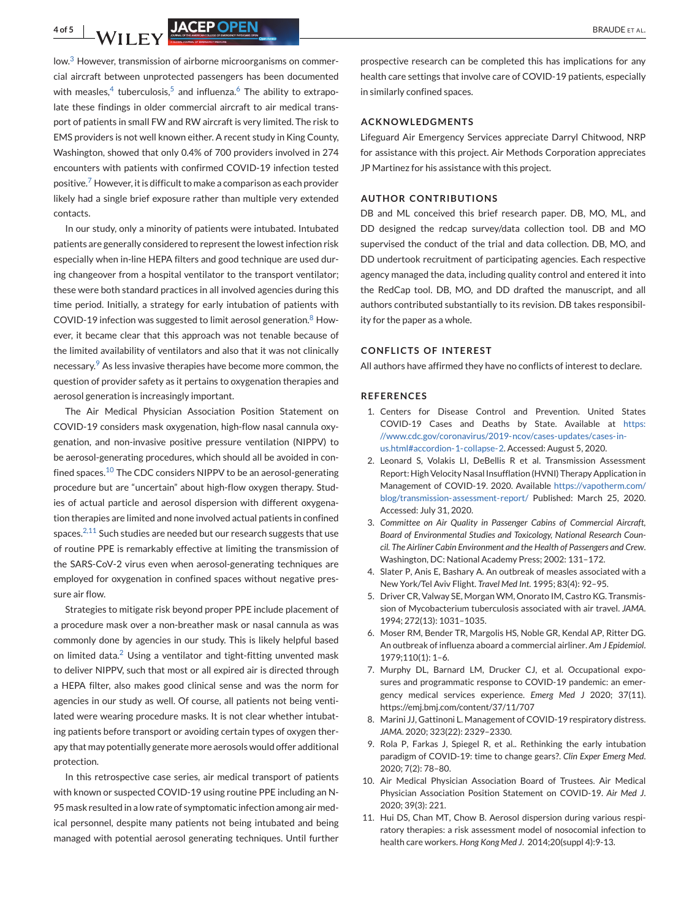low.[3] However, transmission of airborne microorganisms on commercial aircraft between unprotected passengers has been documented with measles,[4] tuberculosis,[5] and influenza.[6] The ability to extrapolate these findings in older commercial aircraft to air medical transport of patients in small FW and RW aircraft is very limited. The risk to EMS providers is not well known either. A recent study in King County, Washington, showed that only 0.4% of 700 providers involved in 274 encounters with patients with confirmed COVID-19 infection tested positive.[7] However, it is difficult to make a comparison as each provider likely had a single brief exposure rather than multiple very extended contacts.

In our study, only a minority of patients were intubated. Intubated patients are generally considered to represent the lowest infection risk especially when in-line HEPA filters and good technique are used during changeover from a hospital ventilator to the transport ventilator; these were both standard practices in all involved agencies during this time period. Initially, a strategy for early intubation of patients with COVID-19 infection was suggested to limit aerosol generation.[8] However, it became clear that this approach was not tenable because of the limited availability of ventilators and also that it was not clinically necessary.[9] As less invasive therapies have become more common, the question of provider safety as it pertains to oxygenation therapies and aerosol generation is increasingly important.

The Air Medical Physician Association Position Statement on COVID-19 considers mask oxygenation, high-flow nasal cannula oxygenation, and non-invasive positive pressure ventilation (NIPPV) to be aerosol-generating procedures, which should all be avoided in confined spaces.[10] The CDC considers NIPPV to be an aerosol-generating procedure but are "uncertain" about high-flow oxygen therapy. Studies of actual particle and aerosol dispersion with different oxygenation therapies are limited and none involved actual patients in confined spaces.[2,11] Such studies are needed but our research suggests that use of routine PPE is remarkably effective at limiting the transmission of the SARS-CoV-2 virus even when aerosol-generating techniques are employed for oxygenation in confined spaces without negative pressure air flow.

Strategies to mitigate risk beyond proper PPE include placement of a procedure mask over a non-breather mask or nasal cannula as was commonly done by agencies in our study. This is likely helpful based on limited data.[2] Using a ventilator and tight-fitting unvented mask to deliver NIPPV, such that most or all expired air is directed through a HEPA filter, also makes good clinical sense and was the norm for agencies in our study as well. Of course, all patients not being ventilated were wearing procedure masks. It is not clear whether intubating patients before transport or avoiding certain types of oxygen therapy that may potentially generate more aerosols would offer additional protection.

In this retrospective case series, air medical transport of patients with known or suspected COVID-19 using routine PPE including an N-95 mask resulted in a low rate of symptomatic infection among air medical personnel, despite many patients not being intubated and being managed with potential aerosol generating techniques. Until further prospective research can be completed this has implications for any health care settings that involve care of COVID-19 patients, especially in similarly confined spaces.

## ACKNOWLEDGMENTS

Lifeguard Air Emergency Services appreciate Darryl Chitwood, NRP for assistance with this project. Air Methods Corporation appreciates JP Martinez for his assistance with this project.

## AUTHOR CONTRIBUTIONS

DB and ML conceived this brief research paper. DB, MO, ML, and DD designed the redcap survey/data collection tool. DB and MO supervised the conduct of the trial and data collection. DB, MO, and DD undertook recruitment of participating agencies. Each respective agency managed the data, including quality control and entered it into the RedCap tool. DB, MO, and DD drafted the manuscript, and all authors contributed substantially to its revision. DB takes responsibility for the paper as a whole.

## CONFLICTS OF INTEREST

All authors have affirmed they have no conflicts of interest to declare.

## REFERENCES

1. Centers for Disease Control and Prevention. United States COVID-19 Cases and Deaths by State. Available at https://www.cdc.gov/coronavirus/2019-ncov/cases-updates/cases-in-us.html#accordion-1-collapse-2. Accessed: August 5, 2020.
2. Leonard S, Volakis LI, DeBellis R et al. Transmission Assessment Report: High Velocity Nasal Insufflation (HVNI) Therapy Application in Management of COVID-19. 2020. Available https://vapotherm.com/blog/transmission-assessment-report/ Published: March 25, 2020. Accessed: July 31, 2020.
3. *Committee on Air Quality in Passenger Cabins of Commercial Aircraft, Board of Environmental Studies and Toxicology, National Research Council. The Airliner Cabin Environment and the Health of Passengers and Crew*. Washington, DC: National Academy Press; 2002: 131–172.
4. Slater P, Anis E, Bashary A. An outbreak of measles associated with a New York/Tel Aviv Flight. *Travel Med Int*. 1995; 83(4): 92–95.
5. Driver CR, Valway SE, Morgan WM, Onorato IM, Castro KG. Transmission of Mycobacterium tuberculosis associated with air travel. *JAMA*. 1994; 272(13): 1031–1035.
6. Moser RM, Bender TR, Margolis HS, Noble GR, Kendal AP, Ritter DG. An outbreak of influenza aboard a commercial airliner. *Am J Epidemiol*. 1979;110(1): 1–6.
7. Murphy DL, Barnard LM, Drucker CJ, et al. Occupational exposures and programmatic response to COVID-19 pandemic: an emergency medical services experience. *Emerg Med J* 2020; 37(11). https://emj.bmj.com/content/37/11/707
8. Marini JJ, Gattinoni L. Management of COVID-19 respiratory distress. *JAMA*. 2020; 323(22): 2329–2330.
9. Rola P, Farkas J, Spiegel R, et al.. Rethinking the early intubation paradigm of COVID-19: time to change gears?. *Clin Exper Emerg Med*. 2020; 7(2): 78–80.
10. Air Medical Physician Association Board of Trustees. Air Medical Physician Association Position Statement on COVID-19. *Air Med J*. 2020; 39(3): 221.
11. Hui DS, Chan MT, Chow B. Aerosol dispersion during various respiratory therapies: a risk assessment model of nosocomial infection to health care workers. *Hong Kong Med J*. 2014;20(suppl 4):9-13.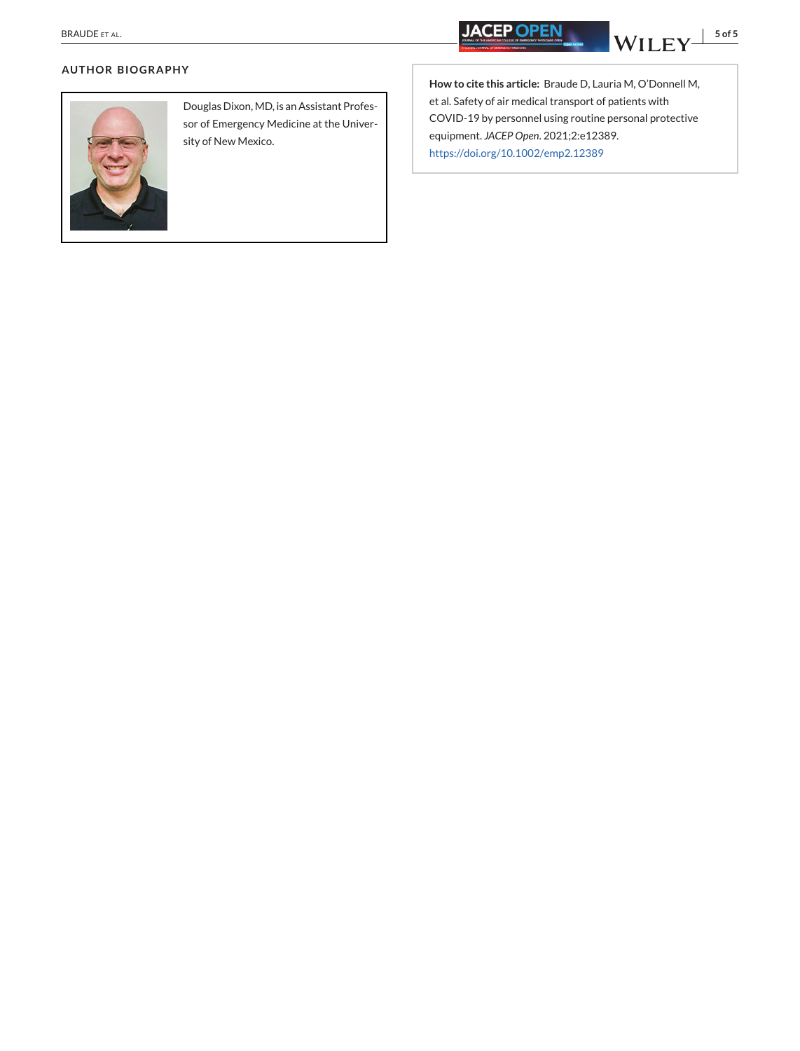## AUTHOR BIOGRAPHY

Douglas Dixon, MD, is an Assistant Professor of Emergency Medicine at the University of New Mexico.

**How to cite this article:** Braude D, Lauria M, O'Donnell M, et al. Safety of air medical transport of patients with COVID-19 by personnel using routine personal protective equipment. *JACEP Open*. 2021;2:e12389. https://doi.org/10.1002/emp2.12389